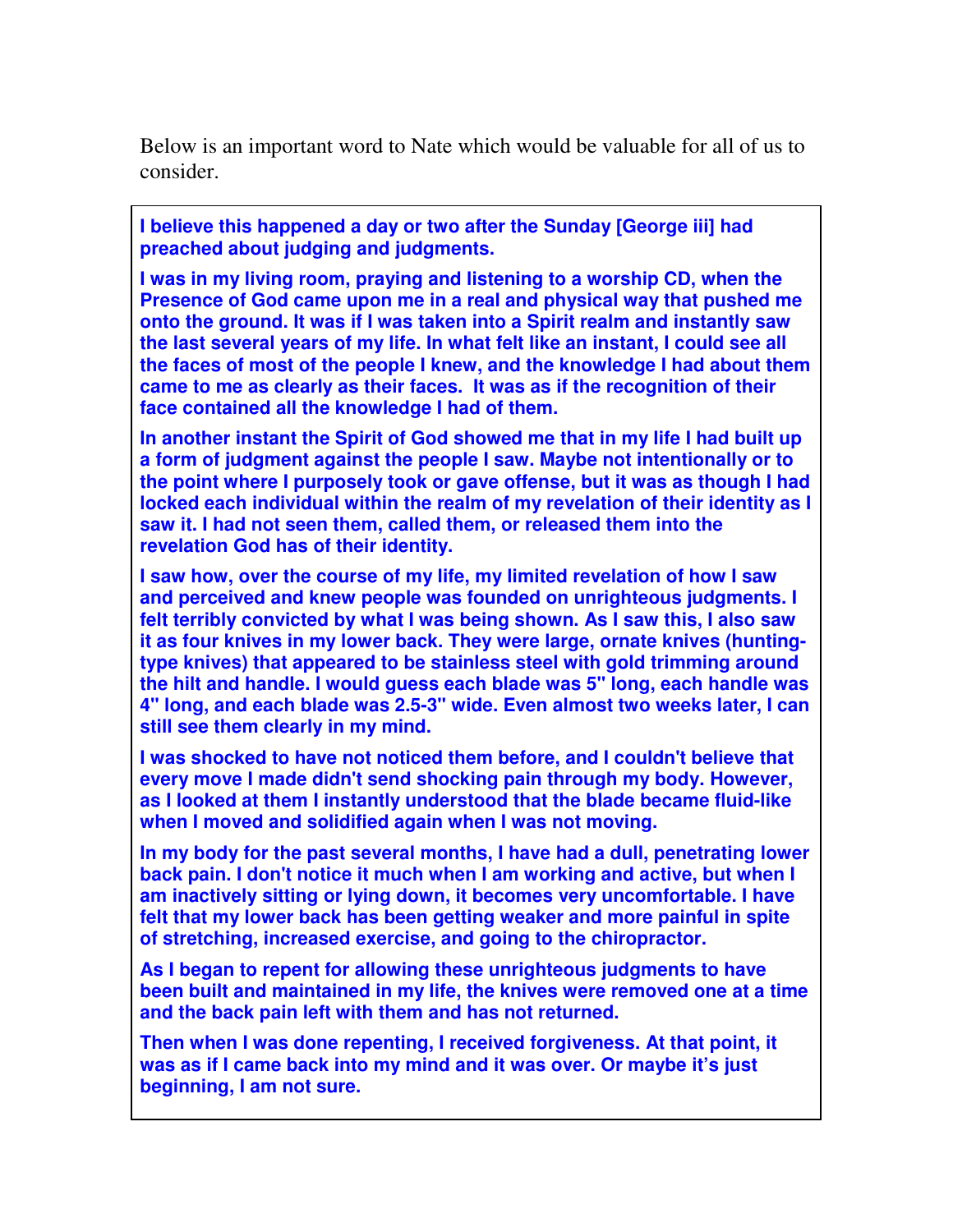Below is an important word to Nate which would be valuable for all of us to consider.

> **I believe this happened a day or two after the Sunday [George iii] had preached about judging and judgments.**
>
> **I was in my living room, praying and listening to a worship CD, when the Presence of God came upon me in a real and physical way that pushed me onto the ground. It was if I was taken into a Spirit realm and instantly saw the last several years of my life. In what felt like an instant, I could see all the faces of most of the people I knew, and the knowledge I had about them came to me as clearly as their faces. It was as if the recognition of their face contained all the knowledge I had of them.**
>
> **In another instant the Spirit of God showed me that in my life I had built up a form of judgment against the people I saw. Maybe not intentionally or to the point where I purposely took or gave offense, but it was as though I had locked each individual within the realm of my revelation of their identity as I saw it. I had not seen them, called them, or released them into the revelation God has of their identity.**
>
> **I saw how, over the course of my life, my limited revelation of how I saw and perceived and knew people was founded on unrighteous judgments. I felt terribly convicted by what I was being shown. As I saw this, I also saw it as four knives in my lower back. They were large, ornate knives (hunting-type knives) that appeared to be stainless steel with gold trimming around the hilt and handle. I would guess each blade was 5" long, each handle was 4" long, and each blade was 2.5-3" wide. Even almost two weeks later, I can still see them clearly in my mind.**
>
> **I was shocked to have not noticed them before, and I couldn't believe that every move I made didn't send shocking pain through my body. However, as I looked at them I instantly understood that the blade became fluid-like when I moved and solidified again when I was not moving.**
>
> **In my body for the past several months, I have had a dull, penetrating lower back pain. I don't notice it much when I am working and active, but when I am inactively sitting or lying down, it becomes very uncomfortable. I have felt that my lower back has been getting weaker and more painful in spite of stretching, increased exercise, and going to the chiropractor.**
>
> **As I began to repent for allowing these unrighteous judgments to have been built and maintained in my life, the knives were removed one at a time and the back pain left with them and has not returned.**
>
> **Then when I was done repenting, I received forgiveness. At that point, it was as if I came back into my mind and it was over. Or maybe it's just beginning, I am not sure.**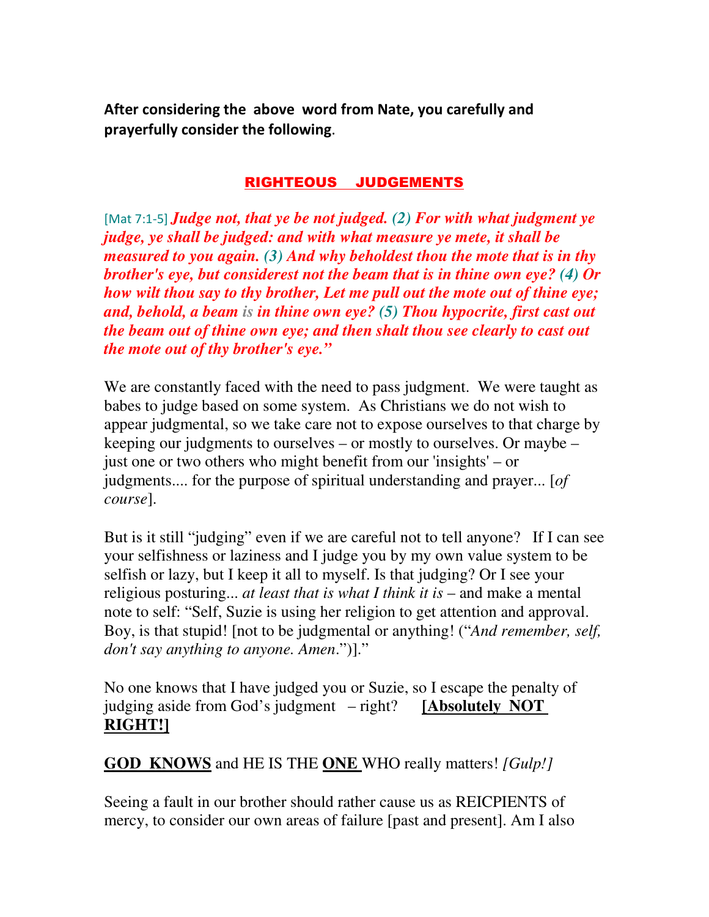**After considering the above word from Nate, you carefully and prayerfully consider the following.**

## RIGHTEOUS JUDGEMENTS

[Mat 7:1-5] ***Judge not, that ye be not judged. (2) For with what judgment ye judge, ye shall be judged: and with what measure ye mete, it shall be measured to you again. (3) And why beholdest thou the mote that is in thy brother's eye, but considerest not the beam that is in thine own eye? (4) Or how wilt thou say to thy brother, Let me pull out the mote out of thine eye; and, behold, a beam is in thine own eye? (5) Thou hypocrite, first cast out the beam out of thine own eye; and then shalt thou see clearly to cast out the mote out of thy brother's eye."***

We are constantly faced with the need to pass judgment. We were taught as babes to judge based on some system. As Christians we do not wish to appear judgmental, so we take care not to expose ourselves to that charge by keeping our judgments to ourselves – or mostly to ourselves. Or maybe – just one or two others who might benefit from our 'insights' – or judgments.... for the purpose of spiritual understanding and prayer... [*of course*].

But is it still "judging" even if we are careful not to tell anyone? If I can see your selfishness or laziness and I judge you by my own value system to be selfish or lazy, but I keep it all to myself. Is that judging? Or I see your religious posturing... *at least that is what I think it is* – and make a mental note to self: "Self, Suzie is using her religion to get attention and approval. Boy, is that stupid! [not to be judgmental or anything! ("*And remember, self, don't say anything to anyone. Amen*.")]."

No one knows that I have judged you or Suzie, so I escape the penalty of judging aside from God's judgment – right? **[Absolutely NOT RIGHT!]**

**GOD KNOWS** and HE IS THE **ONE** WHO really matters! *[Gulp!]*

Seeing a fault in our brother should rather cause us as REICPIENTS of mercy, to consider our own areas of failure [past and present]. Am I also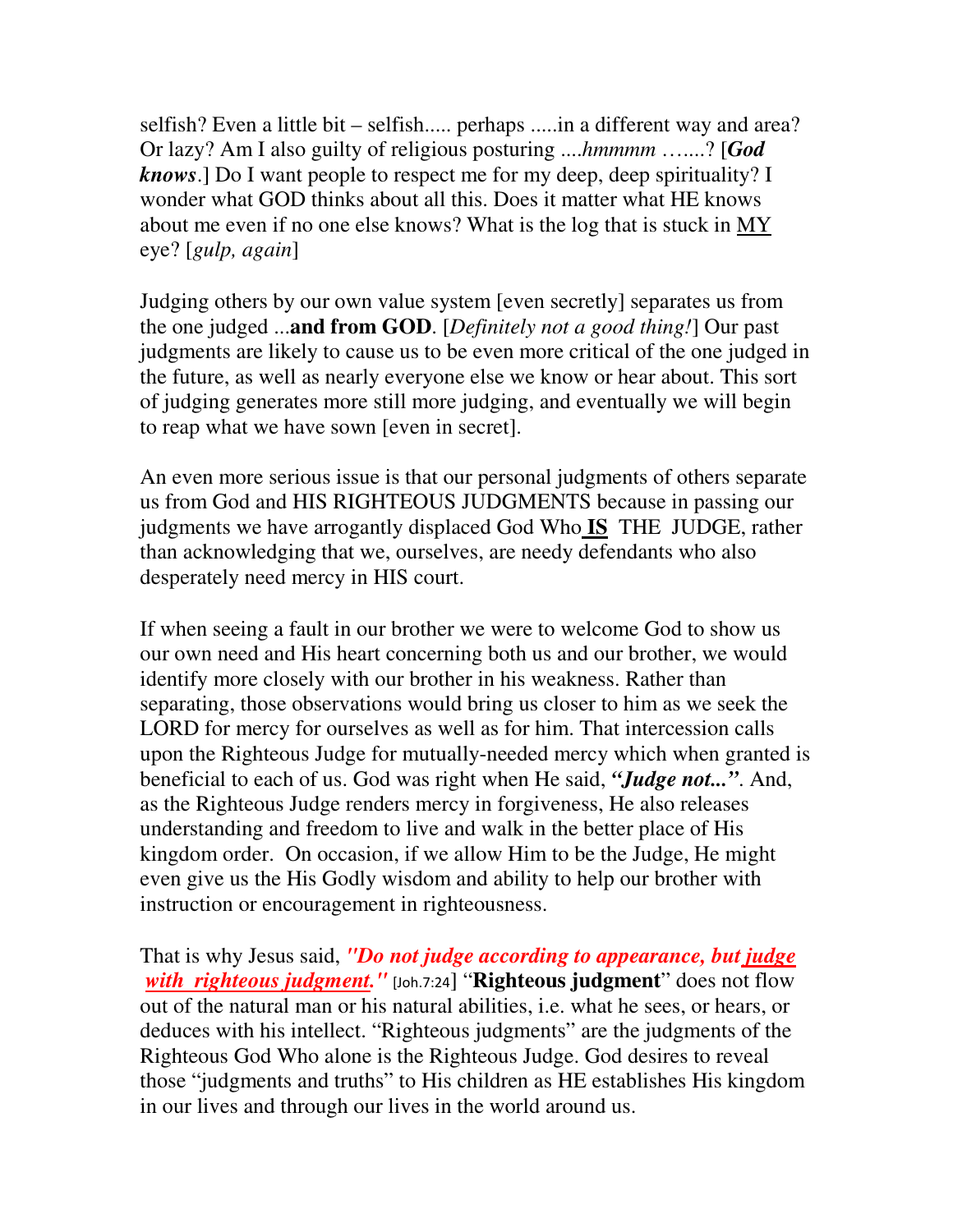selfish? Even a little bit – selfish..... perhaps .....in a different way and area? Or lazy? Am I also guilty of religious posturing ....*hmmmm* …....? [***God knows***.] Do I want people to respect me for my deep, deep spirituality? I wonder what GOD thinks about all this. Does it matter what HE knows about me even if no one else knows? What is the log that is stuck in <u>MY</u> eye? [*gulp, again*]

Judging others by our own value system [even secretly] separates us from the one judged ...**and from GOD**. [*Definitely not a good thing!*] Our past judgments are likely to cause us to be even more critical of the one judged in the future, as well as nearly everyone else we know or hear about. This sort of judging generates more still more judging, and eventually we will begin to reap what we have sown [even in secret].

An even more serious issue is that our personal judgments of others separate us from God and HIS RIGHTEOUS JUDGMENTS because in passing our judgments we have arrogantly displaced God Who <u>**IS**</u> THE JUDGE, rather than acknowledging that we, ourselves, are needy defendants who also desperately need mercy in HIS court.

If when seeing a fault in our brother we were to welcome God to show us our own need and His heart concerning both us and our brother, we would identify more closely with our brother in his weakness. Rather than separating, those observations would bring us closer to him as we seek the LORD for mercy for ourselves as well as for him. That intercession calls upon the Righteous Judge for mutually-needed mercy which when granted is beneficial to each of us. God was right when He said, ***"Judge not..."***. And, as the Righteous Judge renders mercy in forgiveness, He also releases understanding and freedom to live and walk in the better place of His kingdom order. On occasion, if we allow Him to be the Judge, He might even give us the His Godly wisdom and ability to help our brother with instruction or encouragement in righteousness.

That is why Jesus said, ***"Do not judge according to appearance, but <u>judge with righteous judgment</u>."*** [Joh.7:24] "**Righteous judgment**" does not flow out of the natural man or his natural abilities, i.e. what he sees, or hears, or deduces with his intellect. "Righteous judgments" are the judgments of the Righteous God Who alone is the Righteous Judge. God desires to reveal those "judgments and truths" to His children as HE establishes His kingdom in our lives and through our lives in the world around us.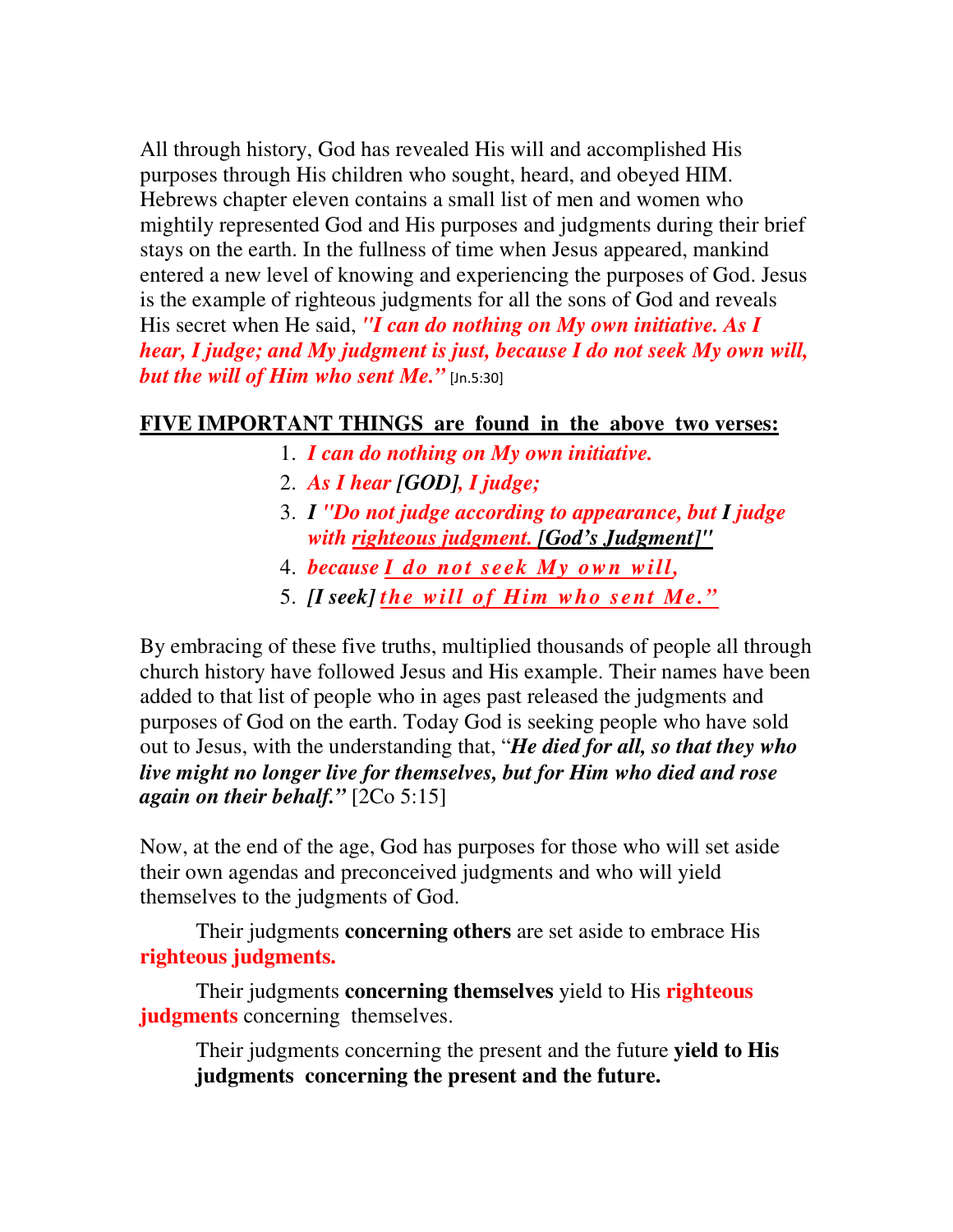All through history, God has revealed His will and accomplished His purposes through His children who sought, heard, and obeyed HIM. Hebrews chapter eleven contains a small list of men and women who mightily represented God and His purposes and judgments during their brief stays on the earth. In the fullness of time when Jesus appeared, mankind entered a new level of knowing and experiencing the purposes of God. Jesus is the example of righteous judgments for all the sons of God and reveals His secret when He said, ***"I can do nothing on My own initiative. As I hear, I judge; and My judgment is just, because I do not seek My own will, but the will of Him who sent Me."*** [Jn.5:30]

**FIVE IMPORTANT THINGS are found in the above two verses:**

1. ***I can do nothing on My own initiative.***
2. ***As I hear [GOD], I judge;***
3. ***I "Do not judge according to appearance, but I judge with righteous judgment. [God's Judgment]"***
4. ***because I do not seek My own will,***
5. ***[I seek] the will of Him who sent Me."***

By embracing of these five truths, multiplied thousands of people all through church history have followed Jesus and His example. Their names have been added to that list of people who in ages past released the judgments and purposes of God on the earth. Today God is seeking people who have sold out to Jesus, with the understanding that, "***He died for all, so that they who live might no longer live for themselves, but for Him who died and rose again on their behalf."*** [2Co 5:15]

Now, at the end of the age, God has purposes for those who will set aside their own agendas and preconceived judgments and who will yield themselves to the judgments of God.

Their judgments **concerning others** are set aside to embrace His **righteous judgments.**

Their judgments **concerning themselves** yield to His **righteous judgments** concerning themselves.

Their judgments concerning the present and the future **yield to His judgments concerning the present and the future.**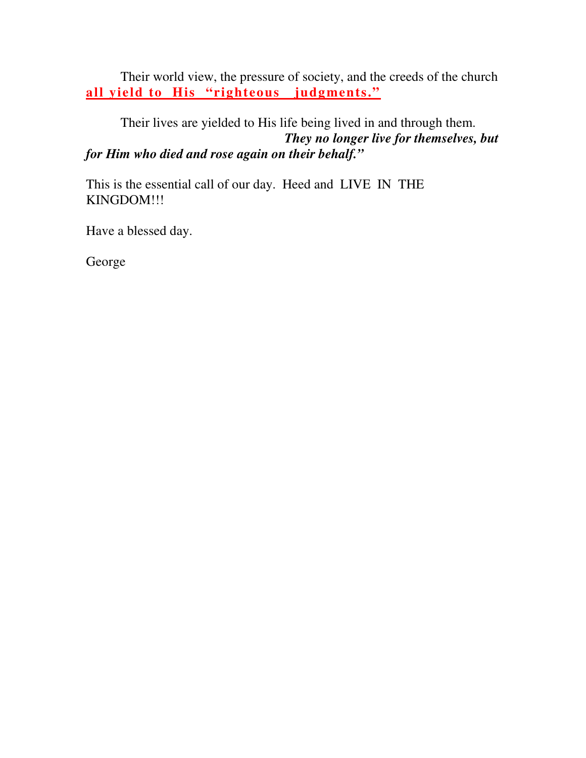Their world view, the pressure of society, and the creeds of the church **all yield to His "righteous judgments."**

Their lives are yielded to His life being lived in and through them. ***They no longer live for themselves, but for Him who died and rose again on their behalf."***

This is the essential call of our day. Heed and LIVE IN THE KINGDOM!!!

Have a blessed day.

George